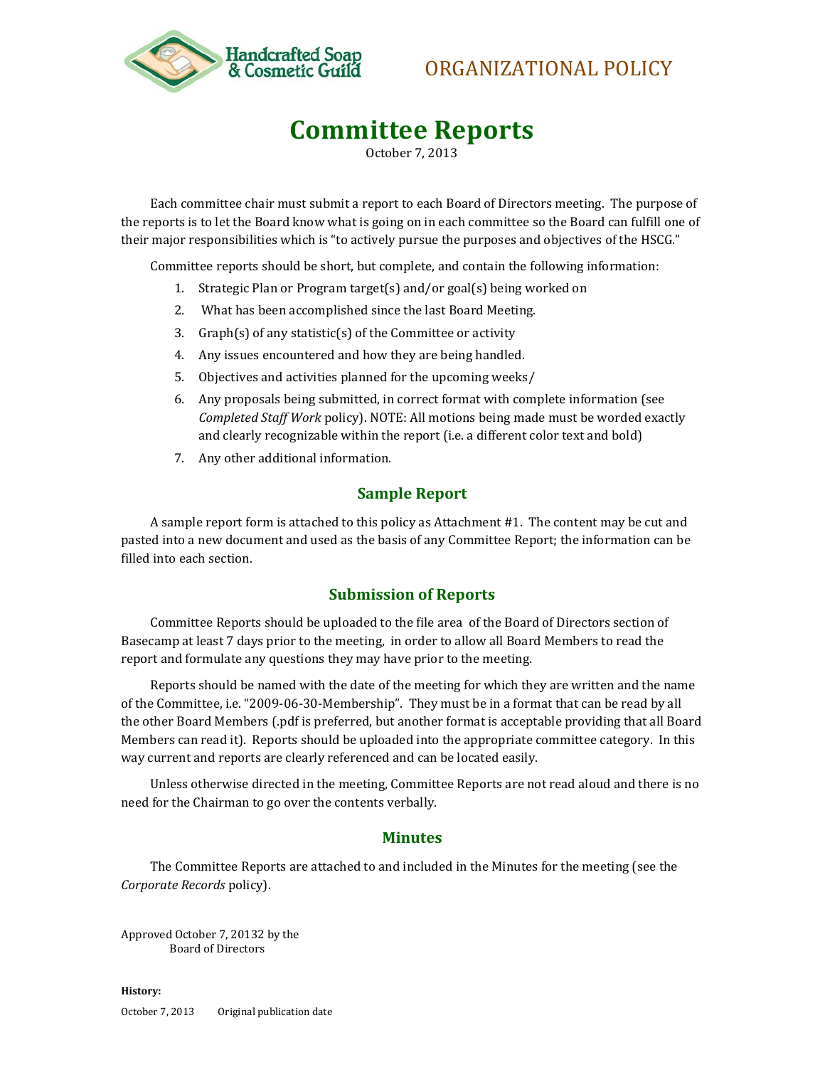Handcrafted Soap & Cosmetic Guild

ORGANIZATIONAL POLICY

# Committee Reports

October 7, 2013

Each committee chair must submit a report to each Board of Directors meeting. The purpose of the reports is to let the Board know what is going on in each committee so the Board can fulfill one of their major responsibilities which is "to actively pursue the purposes and objectives of the HSCG."

Committee reports should be short, but complete, and contain the following information:

1. Strategic Plan or Program target(s) and/or goal(s) being worked on
2. What has been accomplished since the last Board Meeting.
3. Graph(s) of any statistic(s) of the Committee or activity
4. Any issues encountered and how they are being handled.
5. Objectives and activities planned for the upcoming weeks/
6. Any proposals being submitted, in correct format with complete information (see *Completed Staff Work* policy). NOTE: All motions being made must be worded exactly and clearly recognizable within the report (i.e. a different color text and bold)
7. Any other additional information.

## Sample Report

A sample report form is attached to this policy as Attachment #1. The content may be cut and pasted into a new document and used as the basis of any Committee Report; the information can be filled into each section.

## Submission of Reports

Committee Reports should be uploaded to the file area of the Board of Directors section of Basecamp at least 7 days prior to the meeting, in order to allow all Board Members to read the report and formulate any questions they may have prior to the meeting.

Reports should be named with the date of the meeting for which they are written and the name of the Committee, i.e. "2009-06-30-Membership". They must be in a format that can be read by all the other Board Members (.pdf is preferred, but another format is acceptable providing that all Board Members can read it). Reports should be uploaded into the appropriate committee category. In this way current and reports are clearly referenced and can be located easily.

Unless otherwise directed in the meeting, Committee Reports are not read aloud and there is no need for the Chairman to go over the contents verbally.

## Minutes

The Committee Reports are attached to and included in the Minutes for the meeting (see the *Corporate Records* policy).

Approved October 7, 20132 by the
Board of Directors

**History:**

October 7, 2013 Original publication date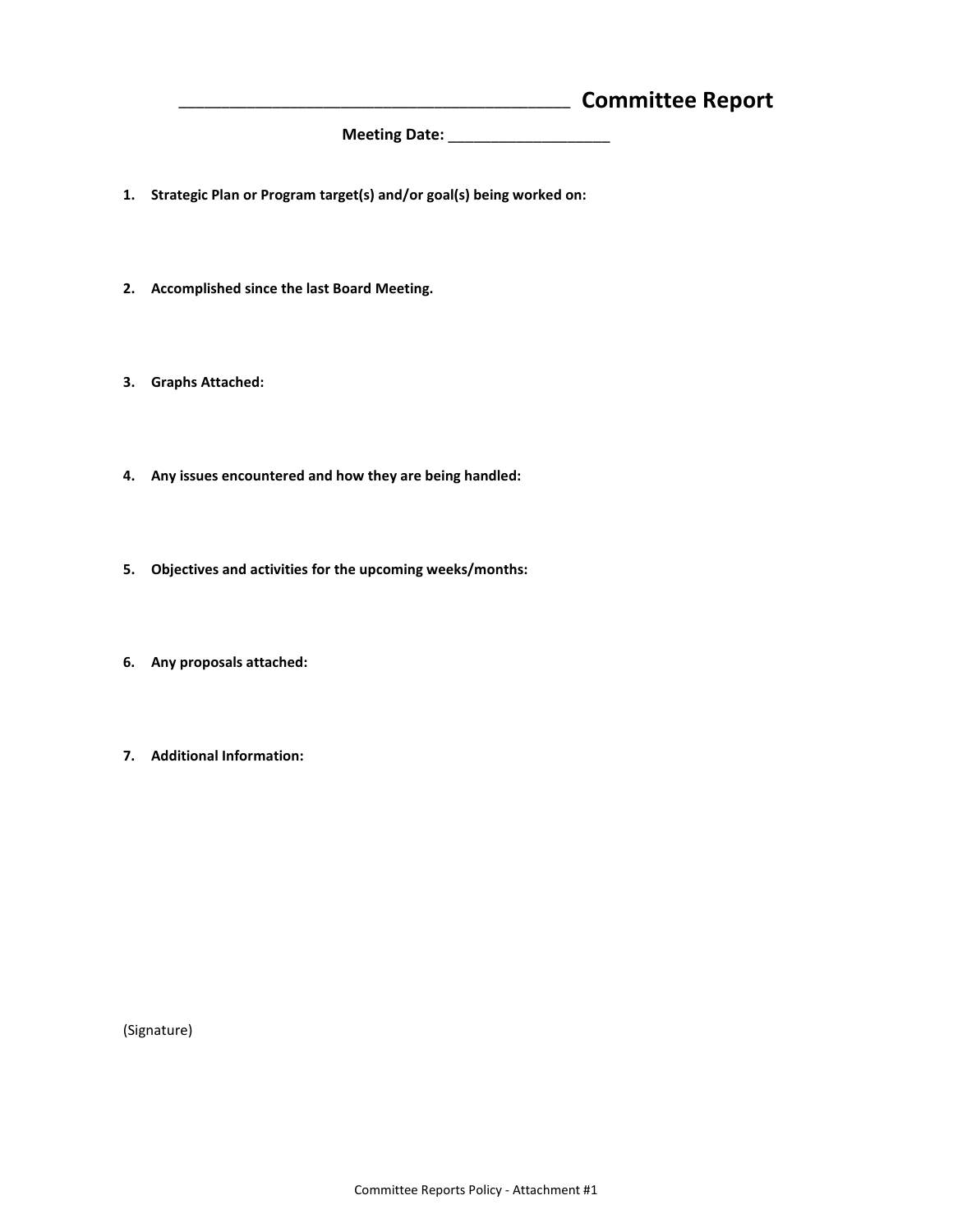# ________________________________________ Committee Report

**Meeting Date: ___________________**

1. **Strategic Plan or Program target(s) and/or goal(s) being worked on:**

2. **Accomplished since the last Board Meeting.**

3. **Graphs Attached:**

4. **Any issues encountered and how they are being handled:**

5. **Objectives and activities for the upcoming weeks/months:**

6. **Any proposals attached:**

7. **Additional Information:**

(Signature)

Committee Reports Policy - Attachment #1